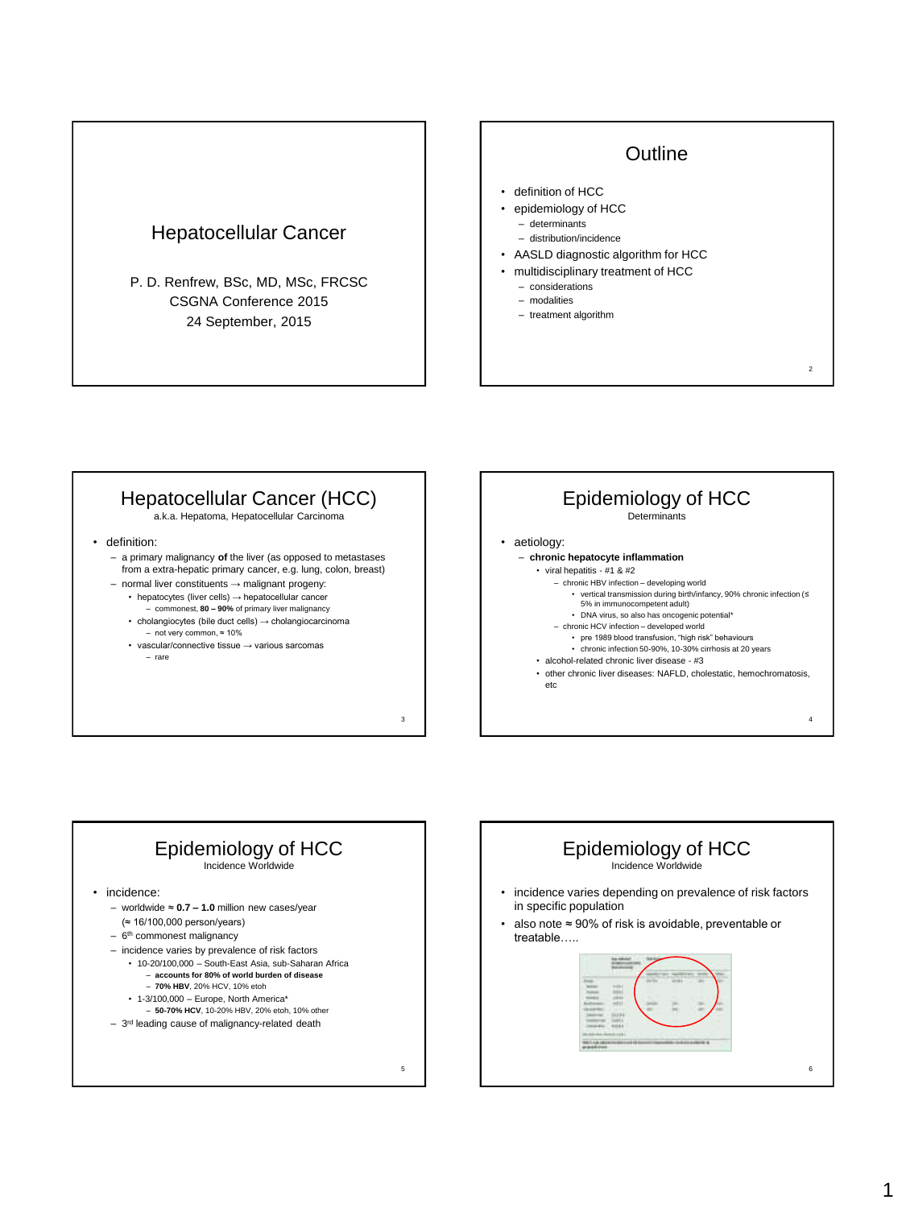# Hepatocellular Cancer

P. D. Renfrew, BSc, MD, MSc, FRCSC
CSGNA Conference 2015
24 September, 2015

## Outline

- definition of HCC
- epidemiology of HCC
  - determinants
  - distribution/incidence
- AASLD diagnostic algorithm for HCC
- multidisciplinary treatment of HCC
  - considerations
  - modalities
  - treatment algorithm

## Hepatocellular Cancer (HCC)

a.k.a. Hepatoma, Hepatocellular Carcinoma

- definition:
  - a primary malignancy **of** the liver (as opposed to metastases from a extra-hepatic primary cancer, e.g. lung, colon, breast)
  - normal liver constituents → malignant progeny:
    - hepatocytes (liver cells) → hepatocellular cancer
      - commonest, **80 – 90%** of primary liver malignancy
    - cholangiocytes (bile duct cells) → cholangiocarcinoma
      - not very common, ≈ 10%
    - vascular/connective tissue → various sarcomas
      - rare

## Epidemiology of HCC

Determinants

- aetiology:
  - **chronic hepatocyte inflammation**
    - viral hepatitis - #1 & #2
      - chronic HBV infection – developing world
        - vertical transmission during birth/infancy, 90% chronic infection (≤ 5% in immunocompetent adult)
        - DNA virus, so also has oncogenic potential*
      - chronic HCV infection – developed world
        - pre 1989 blood transfusion, "high risk" behaviours
        - chronic infection 50-90%, 10-30% cirrhosis at 20 years
    - alcohol-related chronic liver disease - #3
    - other chronic liver diseases: NAFLD, cholestatic, hemochromatosis, etc

## Epidemiology of HCC

Incidence Worldwide

- incidence:
  - worldwide ≈ **0.7 – 1.0** million new cases/year (≈ 16/100,000 person/years)
  - 6[th] commonest malignancy
  - incidence varies by prevalence of risk factors
    - 10-20/100,000 – South-East Asia, sub-Saharan Africa
      - **accounts for 80% of world burden of disease**
      - **70% HBV**, 20% HCV, 10% etoh
    - 1-3/100,000 – Europe, North America*
      - **50-70% HCV**, 10-20% HBV, 20% etoh, 10% other
  - 3[rd] leading cause of malignancy-related death

## Epidemiology of HCC

Incidence Worldwide

- incidence varies depending on prevalence of risk factors in specific population
- also note ≈ 90% of risk is avoidable, preventable or treatable…..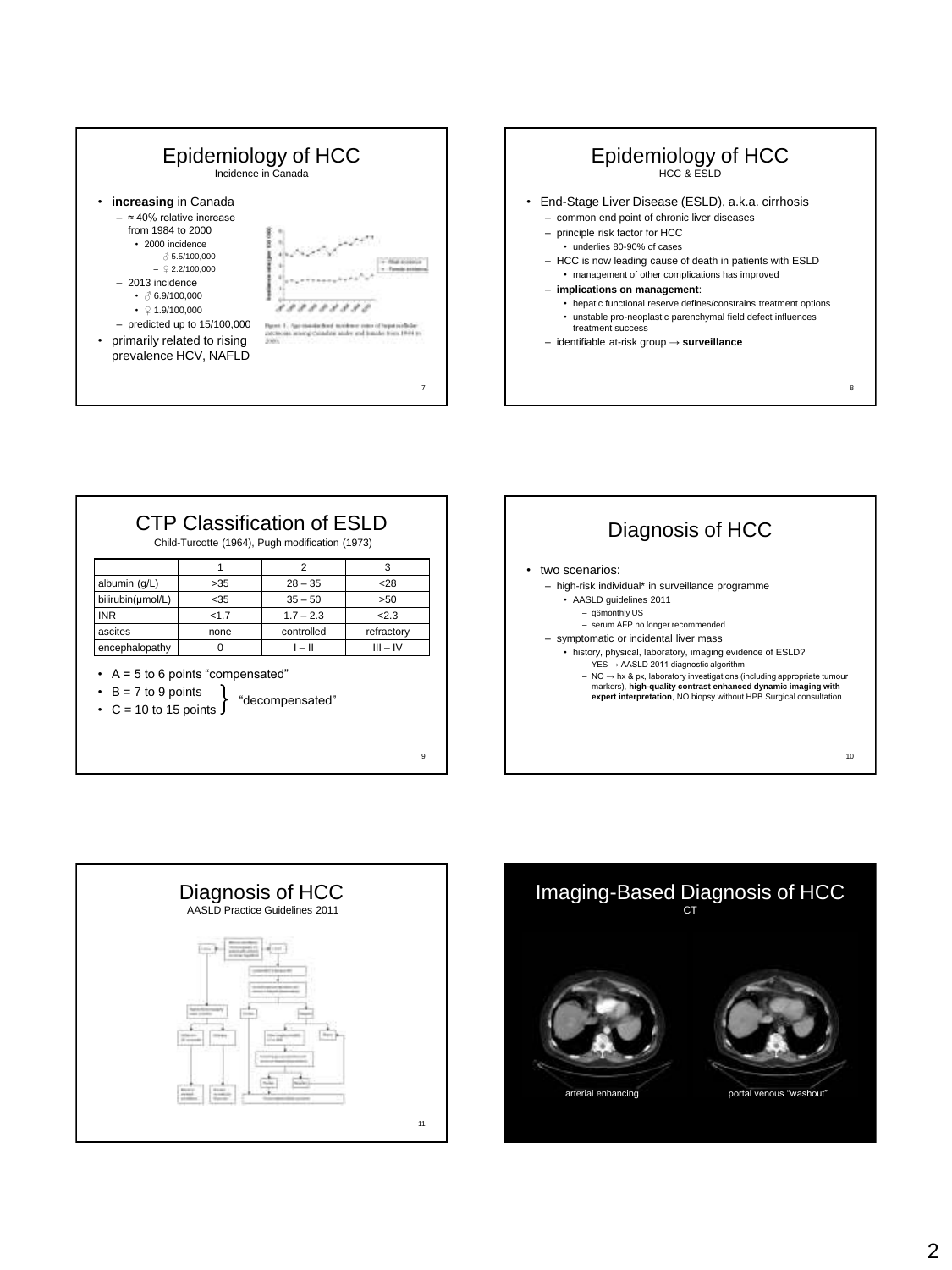## Epidemiology of HCC

Incidence in Canada

- **increasing** in Canada
  - ≈ 40% relative increase from 1984 to 2000
    - 2000 incidence
      - ♂ 5.5/100,000
      - ♀ 2.2/100,000
  - 2013 incidence
    - ♂ 6.9/100,000
    - ♀ 1.9/100,000
  - predicted up to 15/100,000
- primarily related to rising prevalence HCV, NAFLD

Figure 1. Age-standardized incidence rates of hepatocellular carcinoma among Canadian males and females from 1984 to 2005.

## Epidemiology of HCC

HCC & ESLD

- End-Stage Liver Disease (ESLD), a.k.a. cirrhosis
  - common end point of chronic liver diseases
  - principle risk factor for HCC
    - underlies 80-90% of cases
  - HCC is now leading cause of death in patients with ESLD
    - management of other complications has improved
  - **implications on management**:
    - hepatic functional reserve defines/constrains treatment options
    - unstable pro-neoplastic parenchymal field defect influences treatment success
  - identifiable at-risk group → **surveillance**

## CTP Classification of ESLD

Child-Turcotte (1964), Pugh modification (1973)

| | 1 | 2 | 3 |
|---|---|---|---|
| albumin (g/L) | >35 | 28 – 35 | <28 |
| bilirubin(μmol/L) | <35 | 35 – 50 | >50 |
| INR | <1.7 | 1.7 – 2.3 | <2.3 |
| ascites | none | controlled | refractory |
| encephalopathy | 0 | I – II | III – IV |

- A = 5 to 6 points "compensated"
- B = 7 to 9 points
- C = 10 to 15 points

} "decompensated"

## Diagnosis of HCC

- two scenarios:
  - high-risk individual* in surveillance programme
    - AASLD guidelines 2011
      - q6monthly US
      - serum AFP no longer recommended
  - symptomatic or incidental liver mass
    - history, physical, laboratory, imaging evidence of ESLD?
      - YES → AASLD 2011 diagnostic algorithm
      - NO → hx & px, laboratory investigations (including appropriate tumour markers), **high-quality contrast enhanced dynamic imaging with expert interpretation**, NO biopsy without HPB Surgical consultation

## Diagnosis of HCC

AASLD Practice Guidelines 2011

## Imaging-Based Diagnosis of HCC

CT

arterial enhancing

portal venous "washout"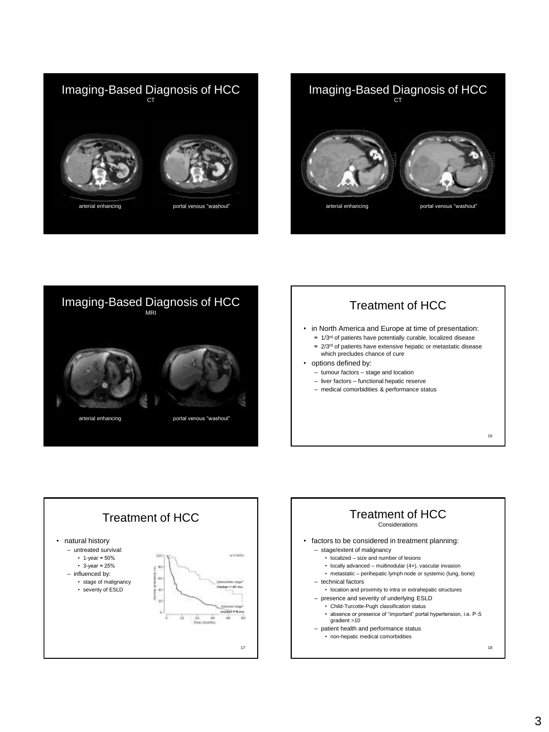## Imaging-Based Diagnosis of HCC

CT

arterial enhancing | portal venous "washout"

## Imaging-Based Diagnosis of HCC

CT

arterial enhancing | portal venous "washout"

## Imaging-Based Diagnosis of HCC

MRI

arterial enhancing | portal venous "washout"

## Treatment of HCC

- in North America and Europe at time of presentation:
  - ≈ 1/3rd of patients have potentially curable, localized disease
  - ≈ 2/3rd of patients have extensive hepatic or metastatic disease which precludes chance of cure
- options defined by:
  - tumour factors – stage and location
  - liver factors – functional hepatic reserve
  - medical comorbidities & performance status

## Treatment of HCC

- natural history
  - untreated survival:
    - 1-year ≈ 50%
    - 3-year ≈ 25%
  - influenced by:
    - stage of malignancy
    - severity of ESLD

Intermediate stage: median ≈ 40 mo.

Advanced stage: median ≈ 6 mo.

## Treatment of HCC

Considerations

- factors to be considered in treatment planning:
  - stage/extent of malignancy
    - localized – size and number of lesions
    - locally advanced – multinodular (4+), vascular invasion
    - metastatic – perihepatic lymph node or systemic (lung, bone)
  - technical factors
    - location and proximity to intra or extrahepatic structures
  - presence and severity of underlying ESLD
    - Child-Turcotte-Pugh classification status
    - absence or presence of "important" portal hypertension, i.e. P-S gradient >10
  - patient health and performance status
    - non-hepatic medical comorbidities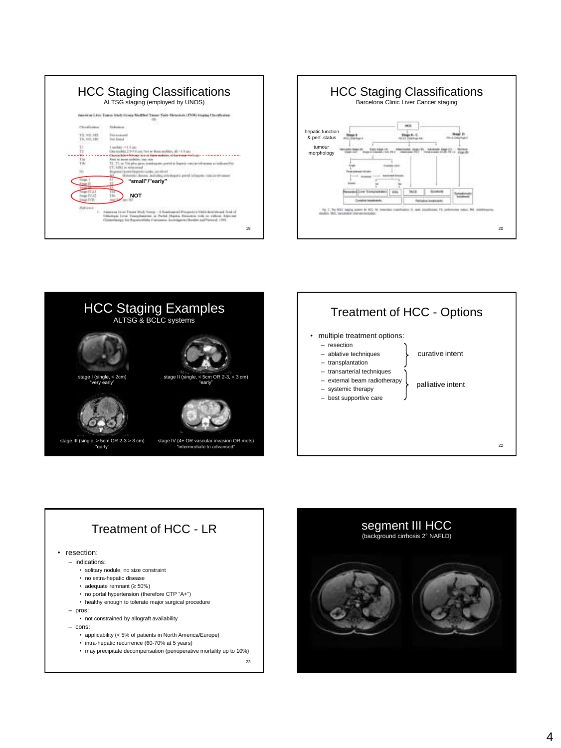## HCC Staging Classifications

ALTSG staging (employed by UNOS)

"small"/"early"

NOT

## HCC Staging Classifications

Barcelona Clinic Liver Cancer staging

hepatic function & perf .status

tumour morphology

## HCC Staging Examples

ALTSG & BCLC systems

stage I (single, < 2cm) "very early"

stage II (single, < 5cm OR 2-3, < 3 cm) "early"

stage III (single, > 5cm OR 2-3 > 3 cm) "early"

stage IV (4+ OR vascular invasion OR mets) "intermediate to advanced"

## Treatment of HCC - Options

- multiple treatment options:
  - resection
  - ablative techniques
  - transplantation
  - transarterial techniques
  - external beam radiotherapy
  - systemic therapy
  - best supportive care

resection, ablative techniques, transplantation: curative intent

transarterial techniques, external beam radiotherapy, systemic therapy, best supportive care: palliative intent

## Treatment of HCC - LR

- resection:
  - indications:
    - solitary nodule, no size constraint
    - no extra-hepatic disease
    - adequate remnant (≥ 50%)
    - no portal hypertension (therefore CTP "A+")
    - healthy enough to tolerate major surgical procedure
  - pros:
    - not constrained by allograft availability
  - cons:
    - applicability (< 5% of patients in North America/Europe)
    - intra-hepatic recurrence (60-70% at 5 years)
    - may precipitate decompensation (perioperative mortality up to 10%)

## segment III HCC

(background cirrhosis 2° NAFLD)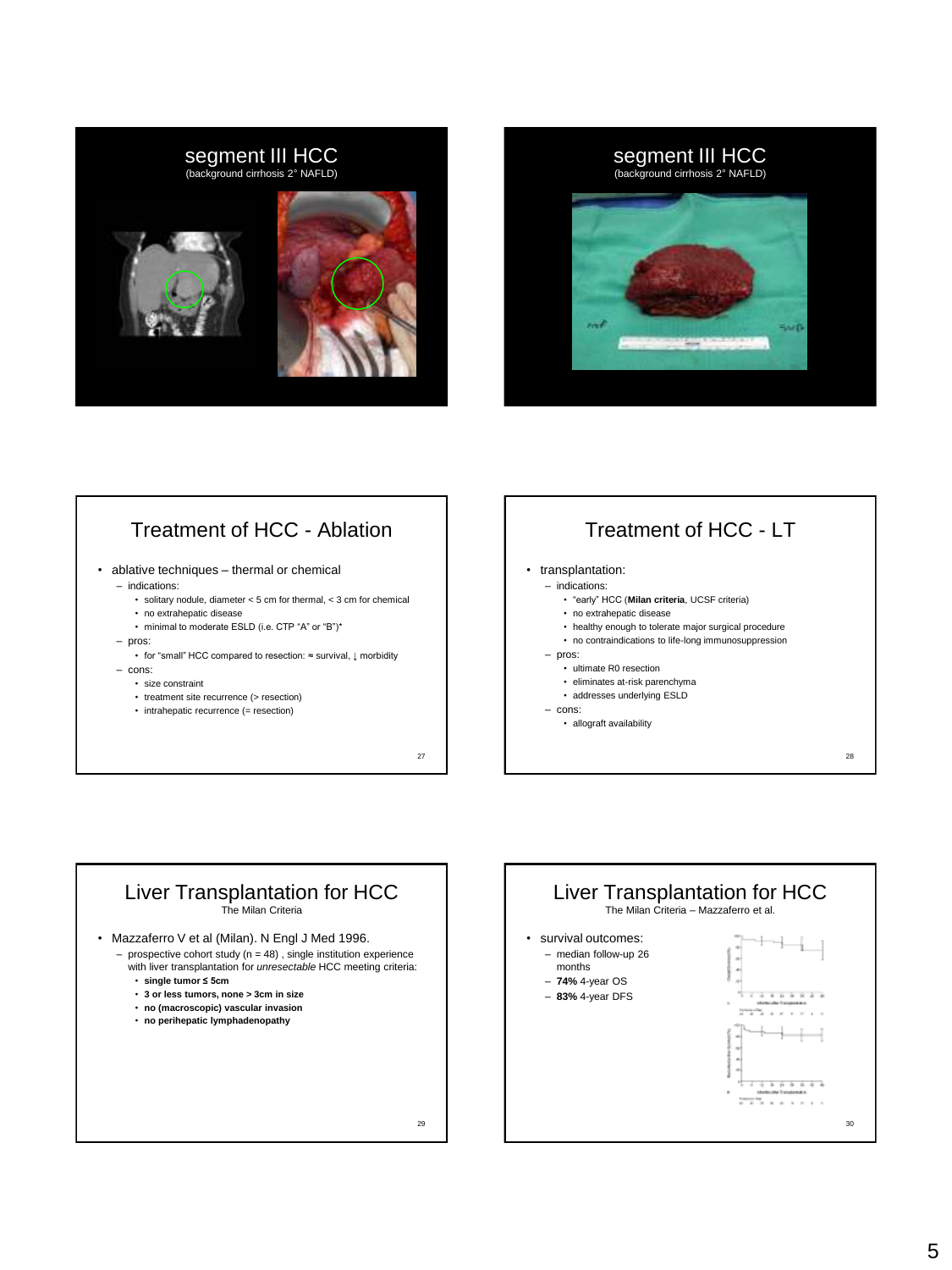## segment III HCC
(background cirrhosis 2° NAFLD)

## segment III HCC
(background cirrhosis 2° NAFLD)

## Treatment of HCC - Ablation

- ablative techniques – thermal or chemical
  - indications:
    - solitary nodule, diameter < 5 cm for thermal, < 3 cm for chemical
    - no extrahepatic disease
    - minimal to moderate ESLD (i.e. CTP "A" or "B")*
  - pros:
    - for "small" HCC compared to resection: ≈ survival, ↓ morbidity
  - cons:
    - size constraint
    - treatment site recurrence (> resection)
    - intrahepatic recurrence (= resection)

## Treatment of HCC - LT

- transplantation:
  - indications:
    - "early" HCC (**Milan criteria**, UCSF criteria)
    - no extrahepatic disease
    - healthy enough to tolerate major surgical procedure
    - no contraindications to life-long immunosuppression
  - pros:
    - ultimate R0 resection
    - eliminates at-risk parenchyma
    - addresses underlying ESLD
  - cons:
    - allograft availability

## Liver Transplantation for HCC
The Milan Criteria

- Mazzaferro V et al (Milan). N Engl J Med 1996.
  - prospective cohort study (n = 48) , single institution experience with liver transplantation for *unresectable* HCC meeting criteria:
    - **single tumor ≤ 5cm**
    - **3 or less tumors, none > 3cm in size**
    - **no (macroscopic) vascular invasion**
    - **no perihepatic lymphadenopathy**

## Liver Transplantation for HCC
The Milan Criteria – Mazzaferro et al.

- survival outcomes:
  - median follow-up 26 months
  - **74%** 4-year OS
  - **83%** 4-year DFS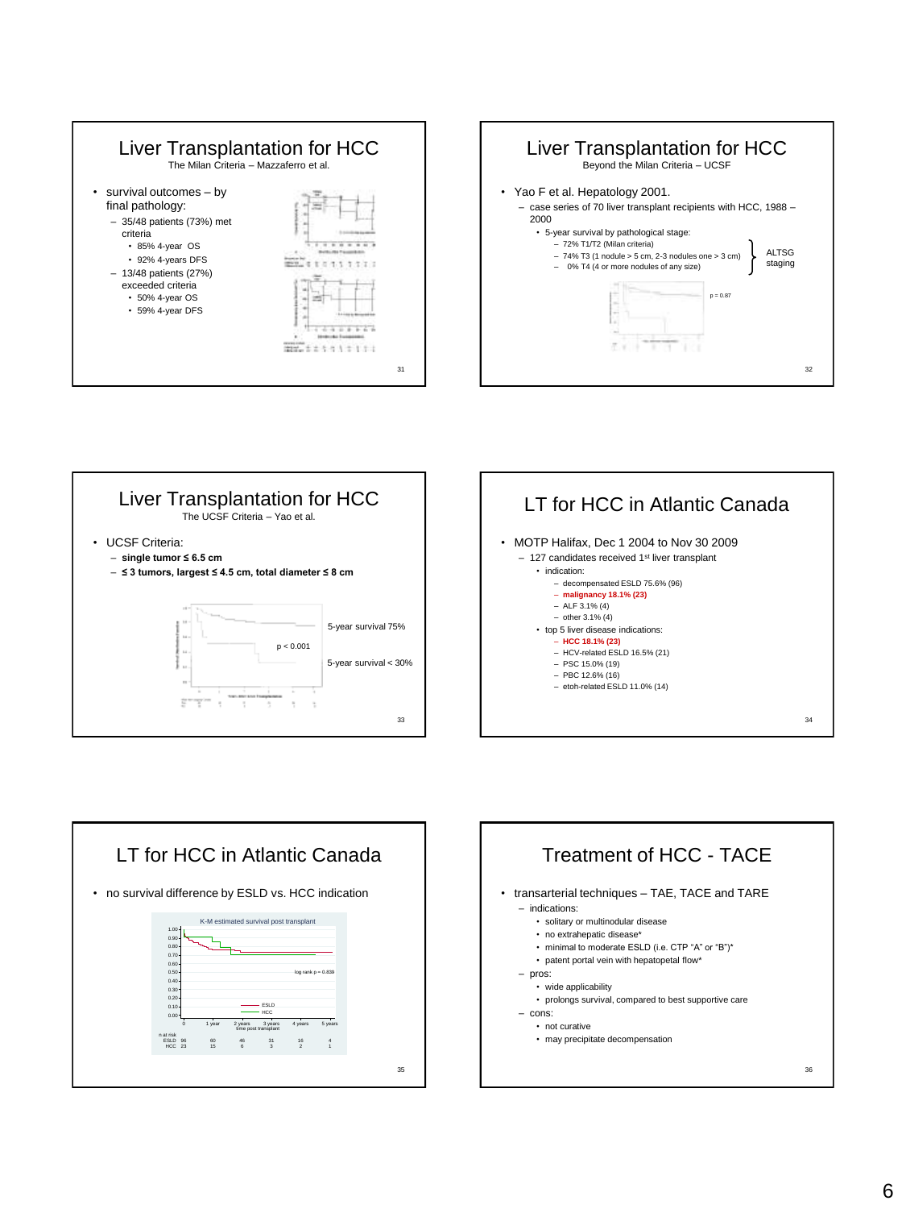## Liver Transplantation for HCC

The Milan Criteria – Mazzaferro et al.

- survival outcomes – by final pathology:
  - 35/48 patients (73%) met criteria
    - 85% 4-year OS
    - 92% 4-years DFS
  - 13/48 patients (27%) exceeded criteria
    - 50% 4-year OS
    - 59% 4-year DFS

## Liver Transplantation for HCC

Beyond the Milan Criteria – UCSF

- Yao F et al. Hepatology 2001.
  - case series of 70 liver transplant recipients with HCC, 1988 – 2000
    - 5-year survival by pathological stage:
      - 72% T1/T2 (Milan criteria)
      - 74% T3 (1 nodule > 5 cm, 2-3 nodules one > 3 cm)
      - 0% T4 (4 or more nodules of any size)

ALTSG staging

p = 0.87

## Liver Transplantation for HCC

The UCSF Criteria – Yao et al.

- UCSF Criteria:
  - **single tumor ≤ 6.5 cm**
  - **≤ 3 tumors, largest ≤ 4.5 cm, total diameter ≤ 8 cm**

5-year survival 75%

$p < 0.001$

5-year survival < 30%

## LT for HCC in Atlantic Canada

- MOTP Halifax, Dec 1 2004 to Nov 30 2009
  - 127 candidates received 1st liver transplant
    - indication:
      - decompensated ESLD 75.6% (96)
      - **malignancy 18.1% (23)**
      - ALF 3.1% (4)
      - other 3.1% (4)
    - top 5 liver disease indications:
      - **HCC 18.1% (23)**
      - HCV-related ESLD 16.5% (21)
      - PSC 15.0% (19)
      - PBC 12.6% (16)
      - etoh-related ESLD 11.0% (14)

## LT for HCC in Atlantic Canada

- no survival difference by ESLD vs. HCC indication

K-M estimated survival post transplant

log rank p = 0.839

| n at risk | 0 | 1 year | 2 years | 3 years | 4 years | 5 years |
|---|---|---|---|---|---|---|
| ESLD | 96 | 60 | 46 | 31 | 16 | 4 |
| HCC | 23 | 15 | 6 | 3 | 2 | 1 |

## Treatment of HCC - TACE

- transarterial techniques – TAE, TACE and TARE
  - indications:
    - solitary or multinodular disease
    - no extrahepatic disease*
    - minimal to moderate ESLD (i.e. CTP "A" or "B")*
    - patent portal vein with hepatopetal flow*
  - pros:
    - wide applicability
    - prolongs survival, compared to best supportive care
  - cons:
    - not curative
    - may precipitate decompensation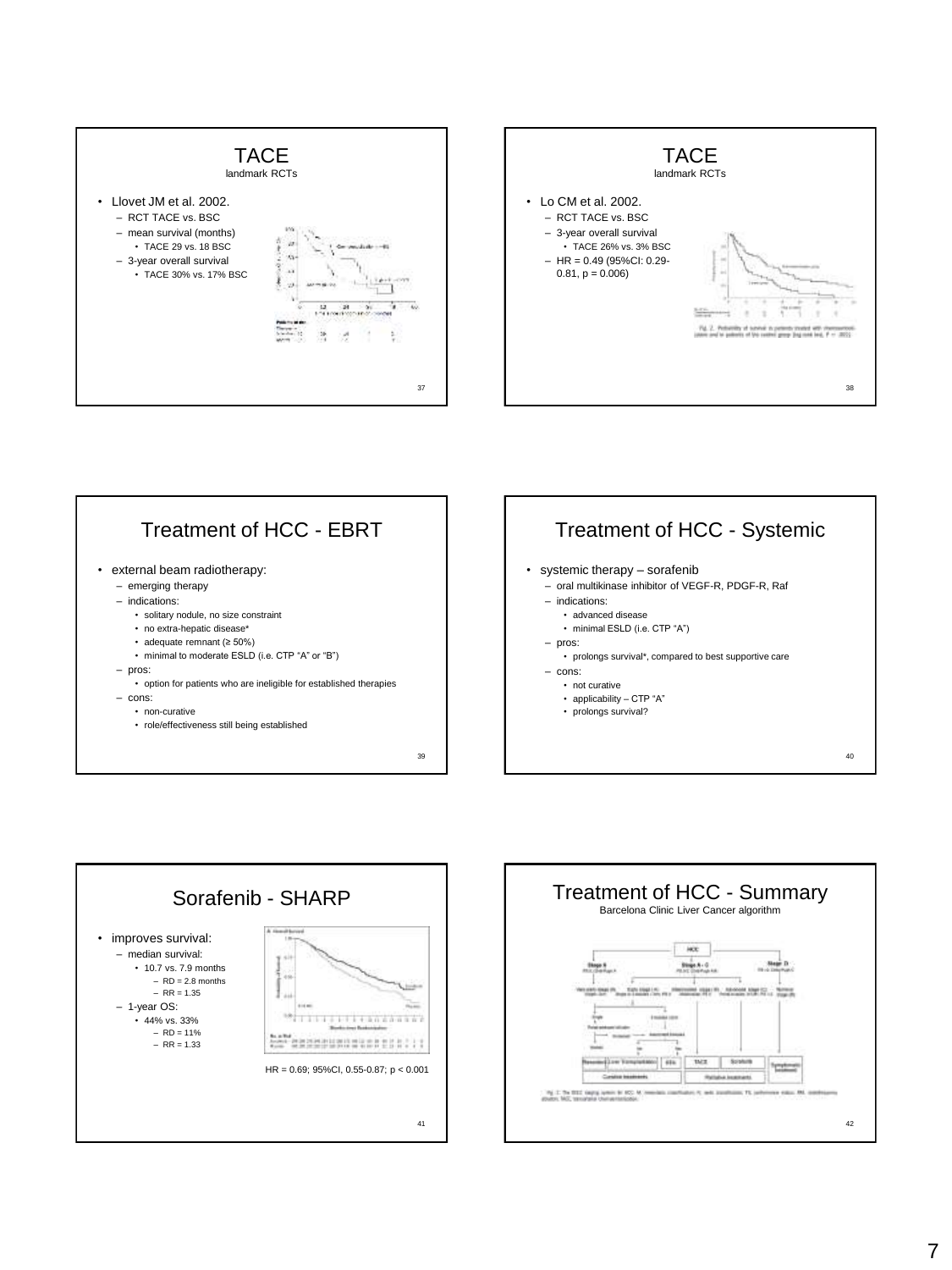## TACE
landmark RCTs

- Llovet JM et al. 2002.
  - RCT TACE vs. BSC
  - mean survival (months)
    - TACE 29 vs. 18 BSC
  - 3-year overall survival
    - TACE 30% vs. 17% BSC

## TACE
landmark RCTs

- Lo CM et al. 2002.
  - RCT TACE vs. BSC
  - 3-year overall survival
    - TACE 26% vs. 3% BSC
  - HR = 0.49 (95%CI: 0.29-0.81, p = 0.006)

## Treatment of HCC - EBRT

- external beam radiotherapy:
  - emerging therapy
  - indications:
    - solitary nodule, no size constraint
    - no extra-hepatic disease*
    - adequate remnant (≥ 50%)
    - minimal to moderate ESLD (i.e. CTP "A" or "B")
  - pros:
    - option for patients who are ineligible for established therapies
  - cons:
    - non-curative
    - role/effectiveness still being established

## Treatment of HCC - Systemic

- systemic therapy – sorafenib
  - oral multikinase inhibitor of VEGF-R, PDGF-R, Raf
  - indications:
    - advanced disease
    - minimal ESLD (i.e. CTP "A")
  - pros:
    - prolongs survival*, compared to best supportive care
  - cons:
    - not curative
    - applicability – CTP "A"
    - prolongs survival?

## Sorafenib - SHARP

- improves survival:
  - median survival:
    - 10.7 vs. 7.9 months
      - RD = 2.8 months
      - RR = 1.35
  - 1-year OS:
    - 44% vs. 33%
      - RD = 11%
      - RR = 1.33

HR = 0.69; 95%CI, 0.55-0.87; p < 0.001

## Treatment of HCC - Summary
Barcelona Clinic Liver Cancer algorithm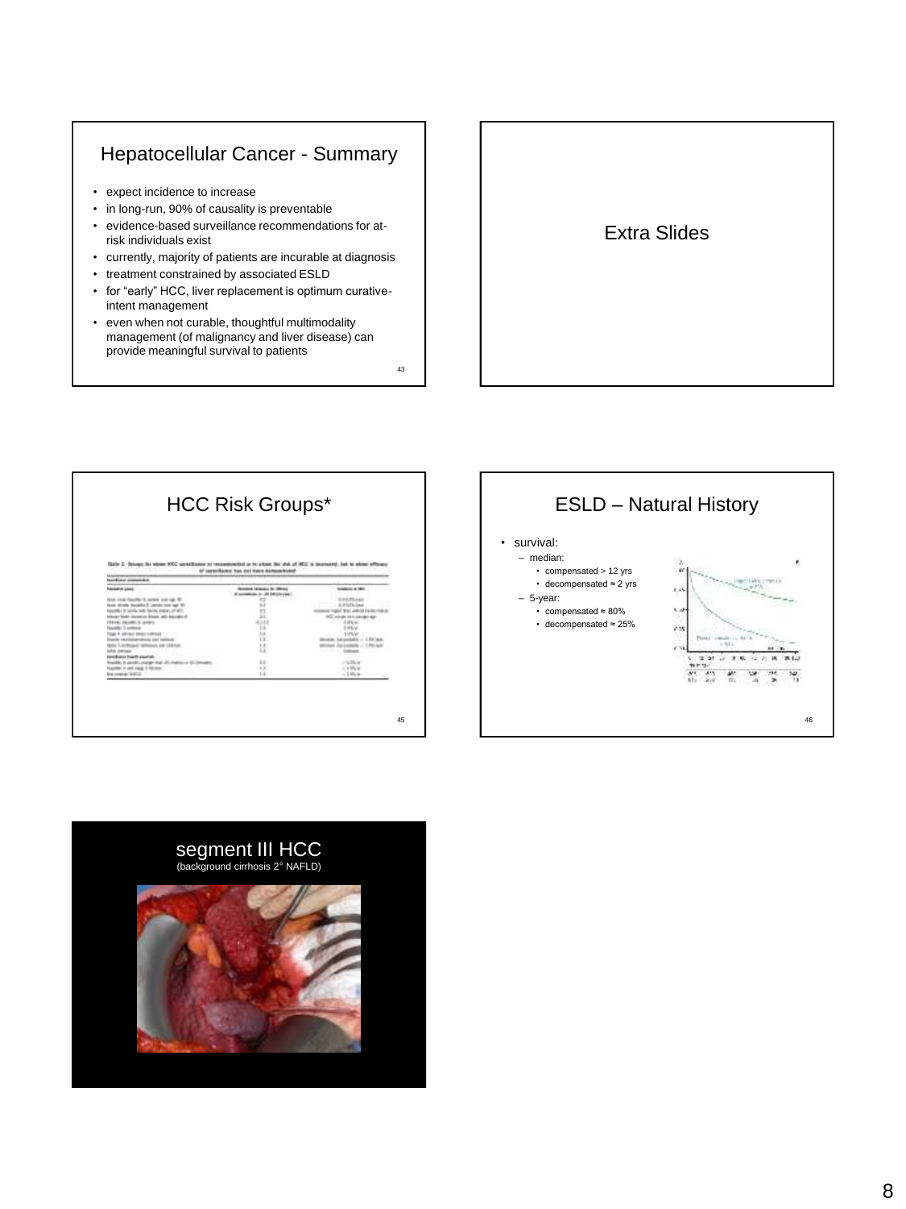## Hepatocellular Cancer - Summary

- expect incidence to increase
- in long-run, 90% of causality is preventable
- evidence-based surveillance recommendations for at-risk individuals exist
- currently, majority of patients are incurable at diagnosis
- treatment constrained by associated ESLD
- for "early" HCC, liver replacement is optimum curative-intent management
- even when not curable, thoughtful multimodality management (of malignancy and liver disease) can provide meaningful survival to patients

## Extra Slides

## HCC Risk Groups*

Table 2. Groups for whom HCC surveillance is recommended or in whom the risk of HCC is increased, but in whom efficacy of surveillance has not been demonstrated

## ESLD – Natural History

- survival:
  - median:
    - compensated > 12 yrs
    - decompensated ≈ 2 yrs
  - 5-year:
    - compensated ≈ 80%
    - decompensated ≈ 25%

## segment III HCC

(background cirrhosis 2° NAFLD)